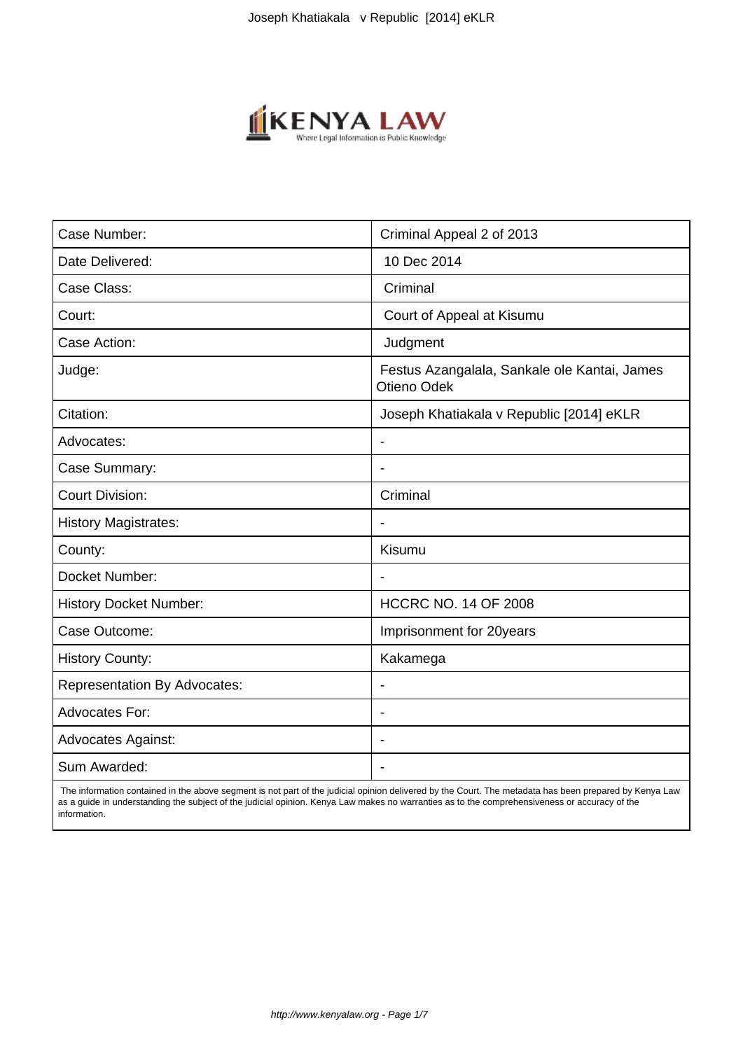| Case Number: | Criminal Appeal 2 of 2013 |
| --- | --- |
| Date Delivered: | 10 Dec 2014 |
| Case Class: | Criminal |
| Court: | Court of Appeal at Kisumu |
| Case Action: | Judgment |
| Judge: | Festus Azangalala, Sankale ole Kantai, James Otieno Odek |
| Citation: | Joseph Khatiakala v Republic [2014] eKLR |
| Advocates: | - |
| Case Summary: | - |
| Court Division: | Criminal |
| History Magistrates: | - |
| County: | Kisumu |
| Docket Number: | - |
| History Docket Number: | HCCRC NO. 14 OF 2008 |
| Case Outcome: | Imprisonment for 20years |
| History County: | Kakamega |
| Representation By Advocates: | - |
| Advocates For: | - |
| Advocates Against: | - |
| Sum Awarded: | - |

The information contained in the above segment is not part of the judicial opinion delivered by the Court. The metadata has been prepared by Kenya Law as a guide in understanding the subject of the judicial opinion. Kenya Law makes no warranties as to the comprehensiveness or accuracy of the information.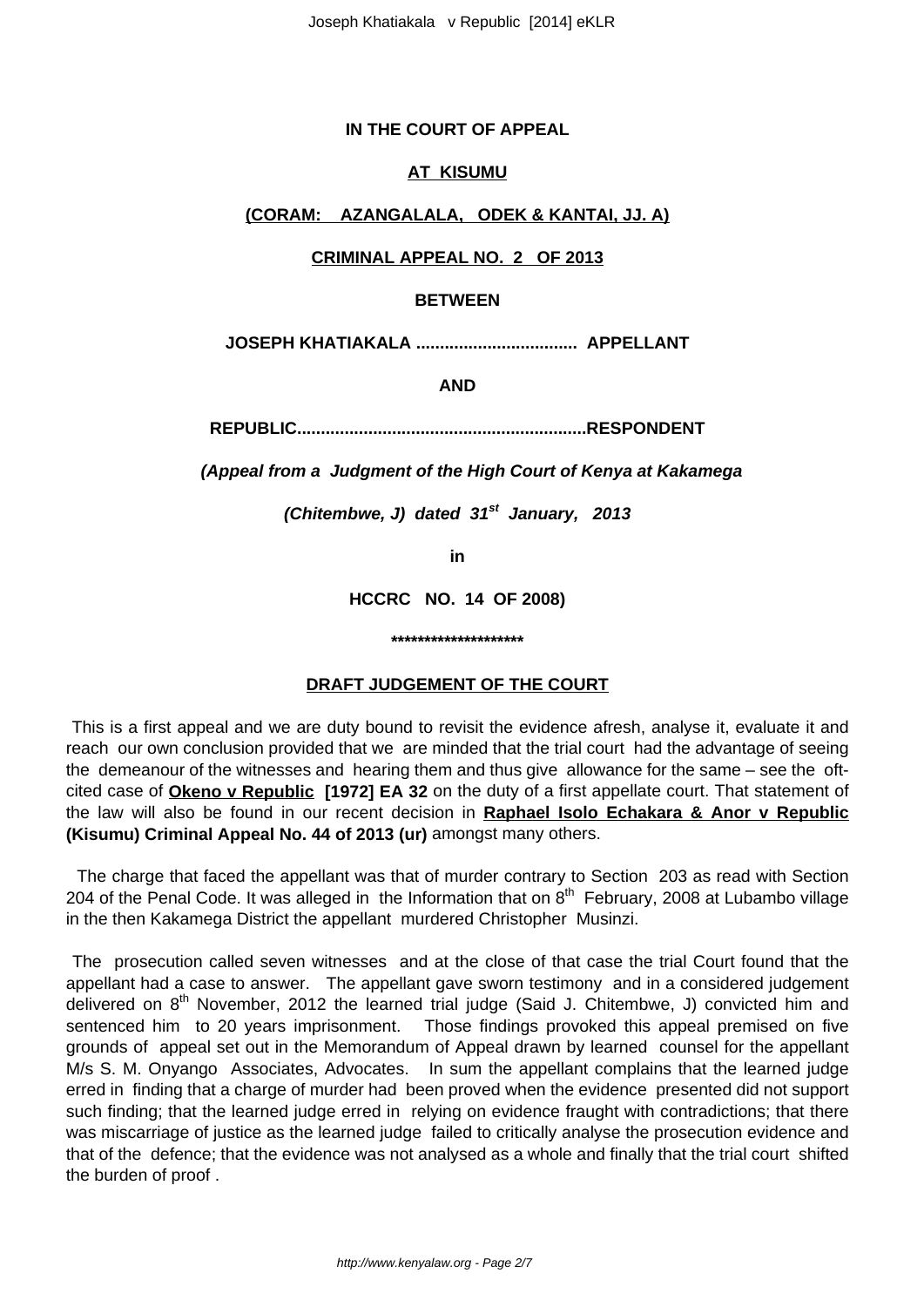**IN THE COURT OF APPEAL**

**AT KISUMU**

**(CORAM: AZANGALALA, ODEK & KANTAI, JJ. A)**

**CRIMINAL APPEAL NO. 2 OF 2013**

**BETWEEN**

**JOSEPH KHATIAKALA .................................. APPELLANT**

**AND**

**REPUBLIC............................................................RESPONDENT**

***(Appeal from a Judgment of the High Court of Kenya at Kakamega***

***(Chitembwe, J) dated 31st January, 2013***

**in**

**HCCRC NO. 14 OF 2008)**

**\*\*\*\*\*\*\*\*\*\*\*\*\*\*\*\*\*\*\*\***

**DRAFT JUDGEMENT OF THE COURT**

This is a first appeal and we are duty bound to revisit the evidence afresh, analyse it, evaluate it and reach our own conclusion provided that we are minded that the trial court had the advantage of seeing the demeanour of the witnesses and hearing them and thus give allowance for the same – see the oft-cited case of **Okeno v Republic [1972] EA 32** on the duty of a first appellate court. That statement of the law will also be found in our recent decision in **Raphael Isolo Echakara & Anor v Republic (Kisumu) Criminal Appeal No. 44 of 2013 (ur)** amongst many others.

The charge that faced the appellant was that of murder contrary to Section 203 as read with Section 204 of the Penal Code. It was alleged in the Information that on 8th February, 2008 at Lubambo village in the then Kakamega District the appellant murdered Christopher Musinzi.

The prosecution called seven witnesses and at the close of that case the trial Court found that the appellant had a case to answer. The appellant gave sworn testimony and in a considered judgement delivered on 8th November, 2012 the learned trial judge (Said J. Chitembwe, J) convicted him and sentenced him to 20 years imprisonment. Those findings provoked this appeal premised on five grounds of appeal set out in the Memorandum of Appeal drawn by learned counsel for the appellant M/s S. M. Onyango Associates, Advocates. In sum the appellant complains that the learned judge erred in finding that a charge of murder had been proved when the evidence presented did not support such finding; that the learned judge erred in relying on evidence fraught with contradictions; that there was miscarriage of justice as the learned judge failed to critically analyse the prosecution evidence and that of the defence; that the evidence was not analysed as a whole and finally that the trial court shifted the burden of proof .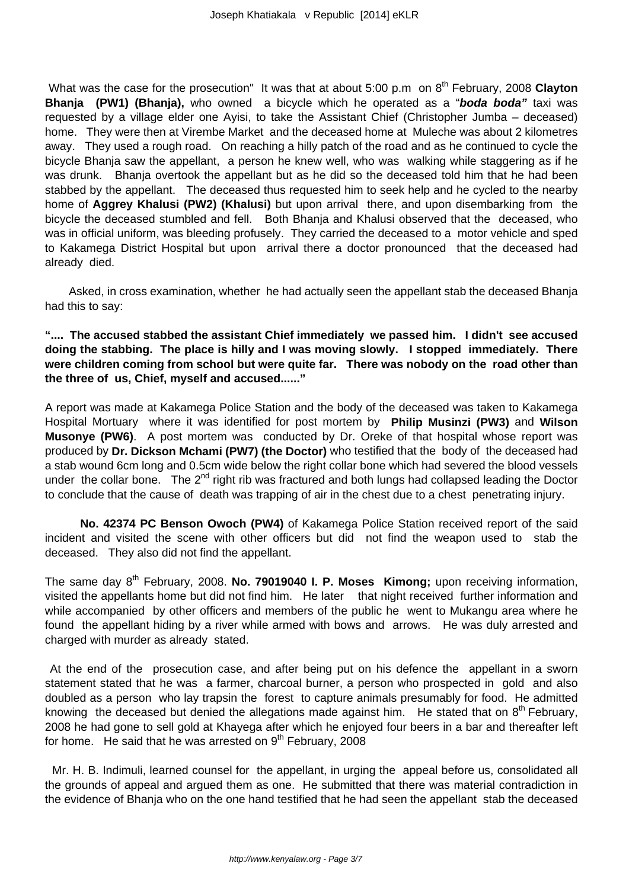What was the case for the prosecution" It was that at about 5:00 p.m on 8th February, 2008 **Clayton Bhanja (PW1) (Bhanja),** who owned a bicycle which he operated as a "***boda boda"*** taxi was requested by a village elder one Ayisi, to take the Assistant Chief (Christopher Jumba – deceased) home. They were then at Virembe Market and the deceased home at Muleche was about 2 kilometres away. They used a rough road. On reaching a hilly patch of the road and as he continued to cycle the bicycle Bhanja saw the appellant, a person he knew well, who was walking while staggering as if he was drunk. Bhanja overtook the appellant but as he did so the deceased told him that he had been stabbed by the appellant. The deceased thus requested him to seek help and he cycled to the nearby home of **Aggrey Khalusi (PW2) (Khalusi)** but upon arrival there, and upon disembarking from the bicycle the deceased stumbled and fell. Both Bhanja and Khalusi observed that the deceased, who was in official uniform, was bleeding profusely. They carried the deceased to a motor vehicle and sped to Kakamega District Hospital but upon arrival there a doctor pronounced that the deceased had already died.

Asked, in cross examination, whether he had actually seen the appellant stab the deceased Bhanja had this to say:

**".... The accused stabbed the assistant Chief immediately we passed him. I didn't see accused doing the stabbing. The place is hilly and I was moving slowly. I stopped immediately. There were children coming from school but were quite far. There was nobody on the road other than the three of us, Chief, myself and accused......"**

A report was made at Kakamega Police Station and the body of the deceased was taken to Kakamega Hospital Mortuary where it was identified for post mortem by **Philip Musinzi (PW3)** and **Wilson Musonye (PW6)**. A post mortem was conducted by Dr. Oreke of that hospital whose report was produced by **Dr. Dickson Mchami (PW7) (the Doctor)** who testified that the body of the deceased had a stab wound 6cm long and 0.5cm wide below the right collar bone which had severed the blood vessels under the collar bone. The 2nd right rib was fractured and both lungs had collapsed leading the Doctor to conclude that the cause of death was trapping of air in the chest due to a chest penetrating injury.

**No. 42374 PC Benson Owoch (PW4)** of Kakamega Police Station received report of the said incident and visited the scene with other officers but did not find the weapon used to stab the deceased. They also did not find the appellant.

The same day 8th February, 2008. **No. 79019040 I. P. Moses Kimong;** upon receiving information, visited the appellants home but did not find him. He later that night received further information and while accompanied by other officers and members of the public he went to Mukangu area where he found the appellant hiding by a river while armed with bows and arrows. He was duly arrested and charged with murder as already stated.

At the end of the prosecution case, and after being put on his defence the appellant in a sworn statement stated that he was a farmer, charcoal burner, a person who prospected in gold and also doubled as a person who lay trapsin the forest to capture animals presumably for food. He admitted knowing the deceased but denied the allegations made against him. He stated that on 8th February, 2008 he had gone to sell gold at Khayega after which he enjoyed four beers in a bar and thereafter left for home. He said that he was arrested on 9th February, 2008

Mr. H. B. Indimuli, learned counsel for the appellant, in urging the appeal before us, consolidated all the grounds of appeal and argued them as one. He submitted that there was material contradiction in the evidence of Bhanja who on the one hand testified that he had seen the appellant stab the deceased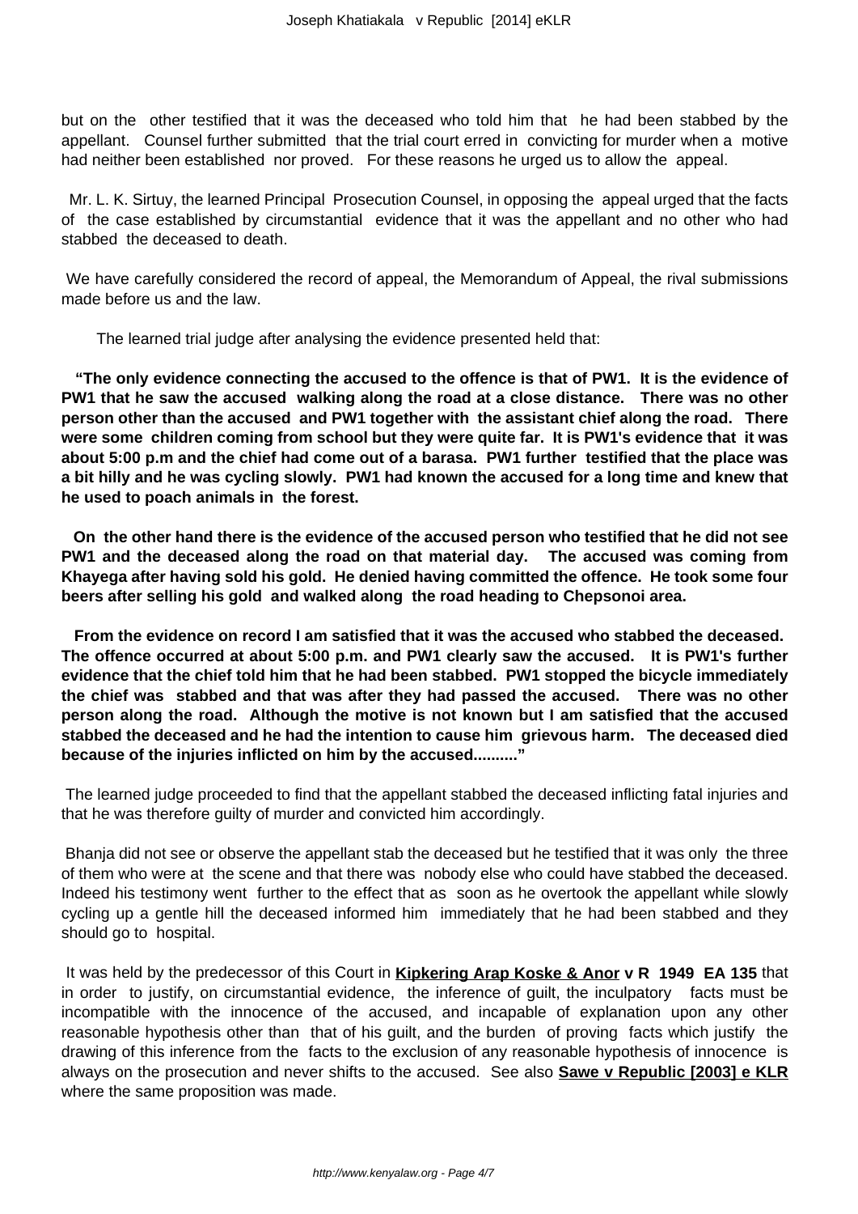but on the other testified that it was the deceased who told him that he had been stabbed by the appellant. Counsel further submitted that the trial court erred in convicting for murder when a motive had neither been established nor proved. For these reasons he urged us to allow the appeal.

Mr. L. K. Sirtuy, the learned Principal Prosecution Counsel, in opposing the appeal urged that the facts of the case established by circumstantial evidence that it was the appellant and no other who had stabbed the deceased to death.

We have carefully considered the record of appeal, the Memorandum of Appeal, the rival submissions made before us and the law.

The learned trial judge after analysing the evidence presented held that:

**"The only evidence connecting the accused to the offence is that of PW1. It is the evidence of PW1 that he saw the accused walking along the road at a close distance. There was no other person other than the accused and PW1 together with the assistant chief along the road. There were some children coming from school but they were quite far. It is PW1's evidence that it was about 5:00 p.m and the chief had come out of a barasa. PW1 further testified that the place was a bit hilly and he was cycling slowly. PW1 had known the accused for a long time and knew that he used to poach animals in the forest.**

**On the other hand there is the evidence of the accused person who testified that he did not see PW1 and the deceased along the road on that material day. The accused was coming from Khayega after having sold his gold. He denied having committed the offence. He took some four beers after selling his gold and walked along the road heading to Chepsonoi area.**

**From the evidence on record I am satisfied that it was the accused who stabbed the deceased. The offence occurred at about 5:00 p.m. and PW1 clearly saw the accused. It is PW1's further evidence that the chief told him that he had been stabbed. PW1 stopped the bicycle immediately the chief was stabbed and that was after they had passed the accused. There was no other person along the road. Although the motive is not known but I am satisfied that the accused stabbed the deceased and he had the intention to cause him grievous harm. The deceased died because of the injuries inflicted on him by the accused.........."**

The learned judge proceeded to find that the appellant stabbed the deceased inflicting fatal injuries and that he was therefore guilty of murder and convicted him accordingly.

Bhanja did not see or observe the appellant stab the deceased but he testified that it was only the three of them who were at the scene and that there was nobody else who could have stabbed the deceased. Indeed his testimony went further to the effect that as soon as he overtook the appellant while slowly cycling up a gentle hill the deceased informed him immediately that he had been stabbed and they should go to hospital.

It was held by the predecessor of this Court in **Kipkering Arap Koske & Anor v R 1949 EA 135** that in order to justify, on circumstantial evidence, the inference of guilt, the inculpatory facts must be incompatible with the innocence of the accused, and incapable of explanation upon any other reasonable hypothesis other than that of his guilt, and the burden of proving facts which justify the drawing of this inference from the facts to the exclusion of any reasonable hypothesis of innocence is always on the prosecution and never shifts to the accused. See also **Sawe v Republic [2003] e KLR** where the same proposition was made.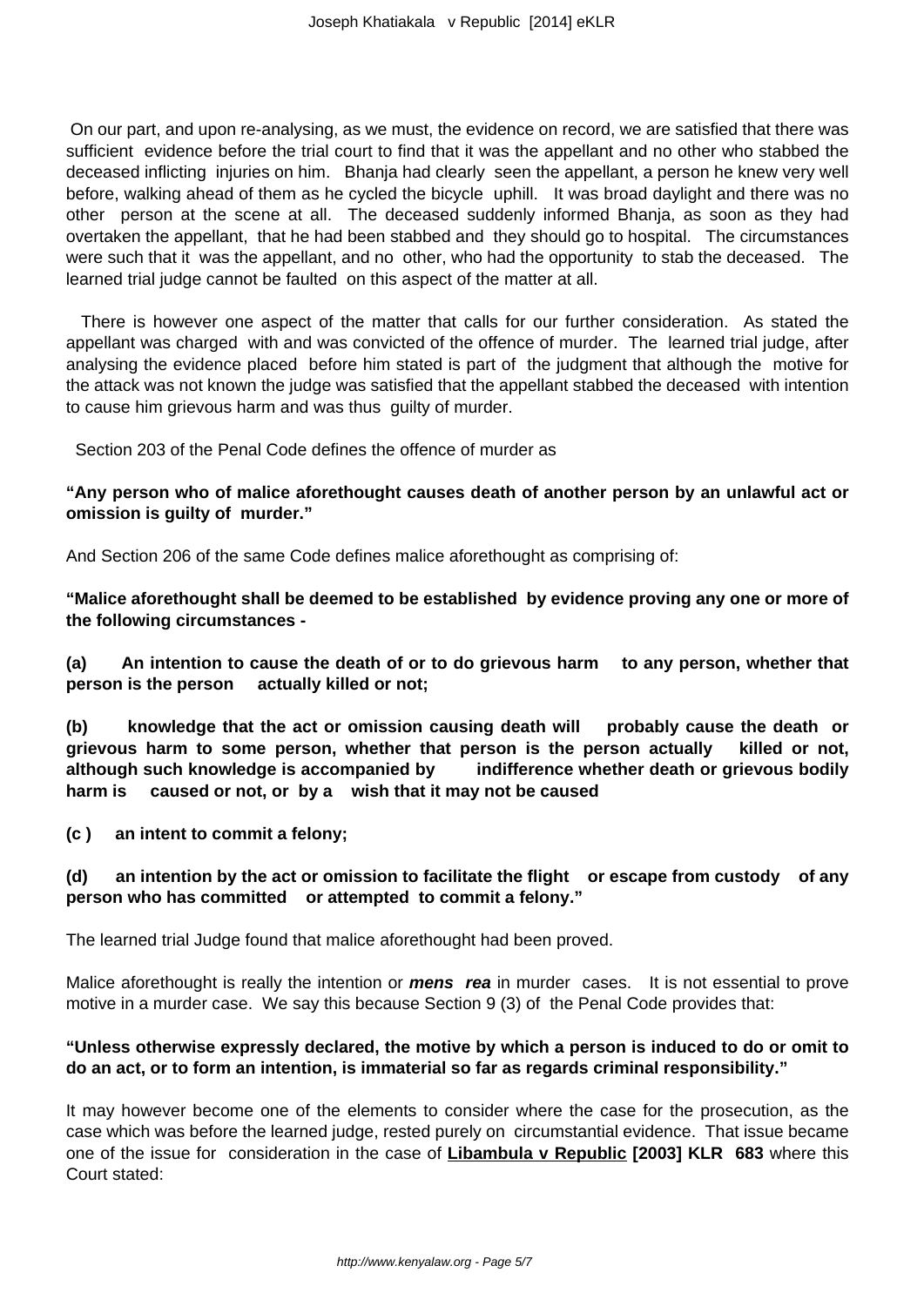On our part, and upon re-analysing, as we must, the evidence on record, we are satisfied that there was sufficient evidence before the trial court to find that it was the appellant and no other who stabbed the deceased inflicting injuries on him. Bhanja had clearly seen the appellant, a person he knew very well before, walking ahead of them as he cycled the bicycle uphill. It was broad daylight and there was no other person at the scene at all. The deceased suddenly informed Bhanja, as soon as they had overtaken the appellant, that he had been stabbed and they should go to hospital. The circumstances were such that it was the appellant, and no other, who had the opportunity to stab the deceased. The learned trial judge cannot be faulted on this aspect of the matter at all.

There is however one aspect of the matter that calls for our further consideration. As stated the appellant was charged with and was convicted of the offence of murder. The learned trial judge, after analysing the evidence placed before him stated is part of the judgment that although the motive for the attack was not known the judge was satisfied that the appellant stabbed the deceased with intention to cause him grievous harm and was thus guilty of murder.

Section 203 of the Penal Code defines the offence of murder as

**"Any person who of malice aforethought causes death of another person by an unlawful act or omission is guilty of murder."**

And Section 206 of the same Code defines malice aforethought as comprising of:

**"Malice aforethought shall be deemed to be established by evidence proving any one or more of the following circumstances -**

**(a) An intention to cause the death of or to do grievous harm to any person, whether that person is the person actually killed or not;**

**(b) knowledge that the act or omission causing death will probably cause the death or grievous harm to some person, whether that person is the person actually killed or not, although such knowledge is accompanied by indifference whether death or grievous bodily harm is caused or not, or by a wish that it may not be caused**

**(c ) an intent to commit a felony;**

**(d) an intention by the act or omission to facilitate the flight or escape from custody of any person who has committed or attempted to commit a felony."**

The learned trial Judge found that malice aforethought had been proved.

Malice aforethought is really the intention or ***mens rea*** in murder cases. It is not essential to prove motive in a murder case. We say this because Section 9 (3) of the Penal Code provides that:

**"Unless otherwise expressly declared, the motive by which a person is induced to do or omit to do an act, or to form an intention, is immaterial so far as regards criminal responsibility."**

It may however become one of the elements to consider where the case for the prosecution, as the case which was before the learned judge, rested purely on circumstantial evidence. That issue became one of the issue for consideration in the case of **Libambula v Republic [2003] KLR 683** where this Court stated: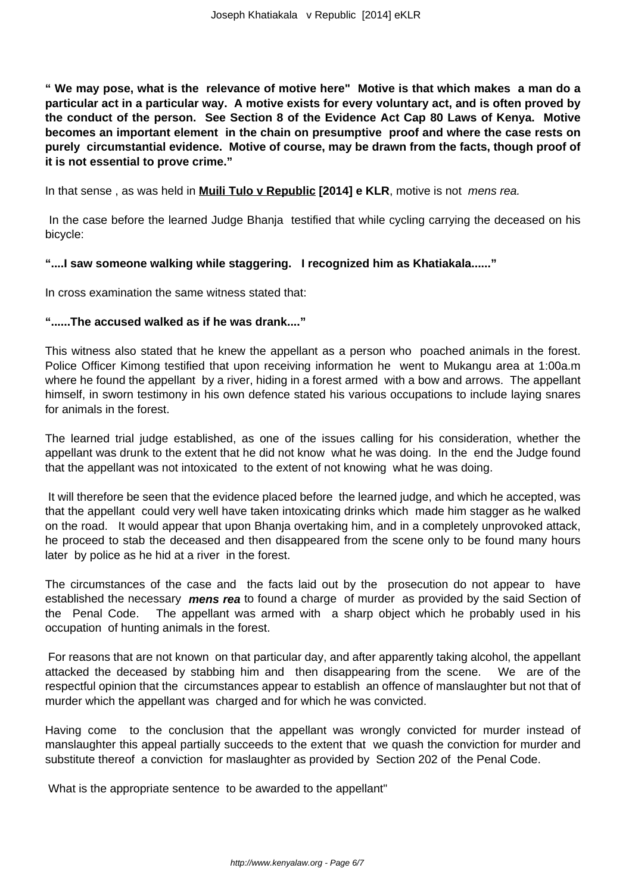**" We may pose, what is the relevance of motive here" Motive is that which makes a man do a particular act in a particular way. A motive exists for every voluntary act, and is often proved by the conduct of the person. See Section 8 of the Evidence Act Cap 80 Laws of Kenya. Motive becomes an important element in the chain on presumptive proof and where the case rests on purely circumstantial evidence. Motive of course, may be drawn from the facts, though proof of it is not essential to prove crime."**

In that sense , as was held in **Muili Tulo v Republic [2014] e KLR**, motive is not *mens rea.*

In the case before the learned Judge Bhanja testified that while cycling carrying the deceased on his bicycle:

**"....I saw someone walking while staggering. I recognized him as Khatiakala......"**

In cross examination the same witness stated that:

**"......The accused walked as if he was drank...."**

This witness also stated that he knew the appellant as a person who poached animals in the forest. Police Officer Kimong testified that upon receiving information he went to Mukangu area at 1:00a.m where he found the appellant by a river, hiding in a forest armed with a bow and arrows. The appellant himself, in sworn testimony in his own defence stated his various occupations to include laying snares for animals in the forest.

The learned trial judge established, as one of the issues calling for his consideration, whether the appellant was drunk to the extent that he did not know what he was doing. In the end the Judge found that the appellant was not intoxicated to the extent of not knowing what he was doing.

It will therefore be seen that the evidence placed before the learned judge, and which he accepted, was that the appellant could very well have taken intoxicating drinks which made him stagger as he walked on the road. It would appear that upon Bhanja overtaking him, and in a completely unprovoked attack, he proceed to stab the deceased and then disappeared from the scene only to be found many hours later by police as he hid at a river in the forest.

The circumstances of the case and the facts laid out by the prosecution do not appear to have established the necessary ***mens rea*** to found a charge of murder as provided by the said Section of the Penal Code. The appellant was armed with a sharp object which he probably used in his occupation of hunting animals in the forest.

For reasons that are not known on that particular day, and after apparently taking alcohol, the appellant attacked the deceased by stabbing him and then disappearing from the scene. We are of the respectful opinion that the circumstances appear to establish an offence of manslaughter but not that of murder which the appellant was charged and for which he was convicted.

Having come to the conclusion that the appellant was wrongly convicted for murder instead of manslaughter this appeal partially succeeds to the extent that we quash the conviction for murder and substitute thereof a conviction for maslaughter as provided by Section 202 of the Penal Code.

What is the appropriate sentence to be awarded to the appellant"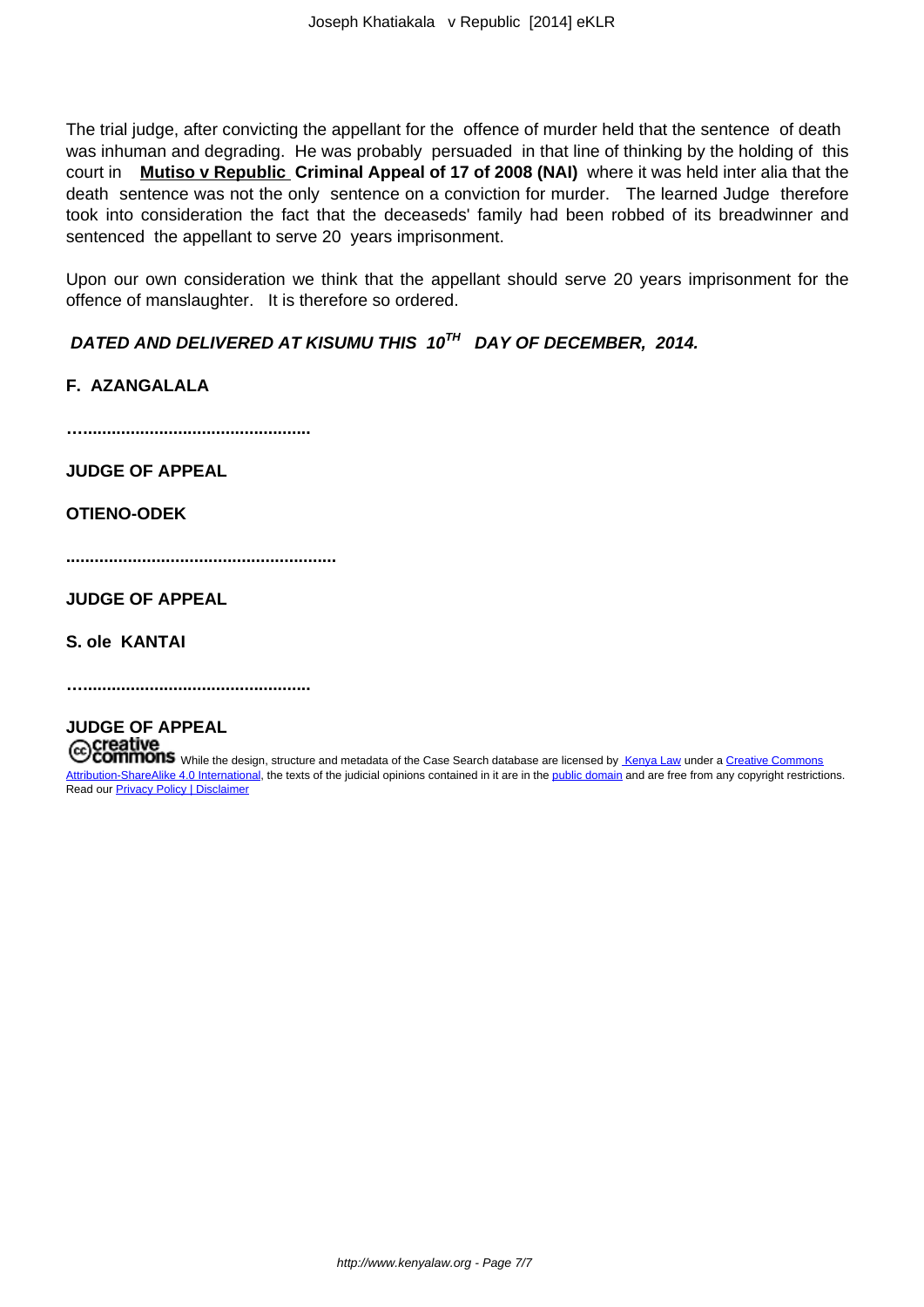The trial judge, after convicting the appellant for the offence of murder held that the sentence of death was inhuman and degrading. He was probably persuaded in that line of thinking by the holding of this court in **Mutiso v Republic Criminal Appeal of 17 of 2008 (NAI)** where it was held inter alia that the death sentence was not the only sentence on a conviction for murder. The learned Judge therefore took into consideration the fact that the deceaseds' family had been robbed of its breadwinner and sentenced the appellant to serve 20 years imprisonment.

Upon our own consideration we think that the appellant should serve 20 years imprisonment for the offence of manslaughter. It is therefore so ordered.

***DATED AND DELIVERED AT KISUMU THIS 10$^{TH}$ DAY OF DECEMBER, 2014.***

**F. AZANGALALA**

**…...............................................**

**JUDGE OF APPEAL**

**OTIENO-ODEK**

**.........................................................**

**JUDGE OF APPEAL**

**S. ole KANTAI**

**…...............................................**

**JUDGE OF APPEAL**

While the design, structure and metadata of the Case Search database are licensed by Kenya Law under a Creative Commons Attribution-ShareAlike 4.0 International, the texts of the judicial opinions contained in it are in the public domain and are free from any copyright restrictions. Read our Privacy Policy | Disclaimer